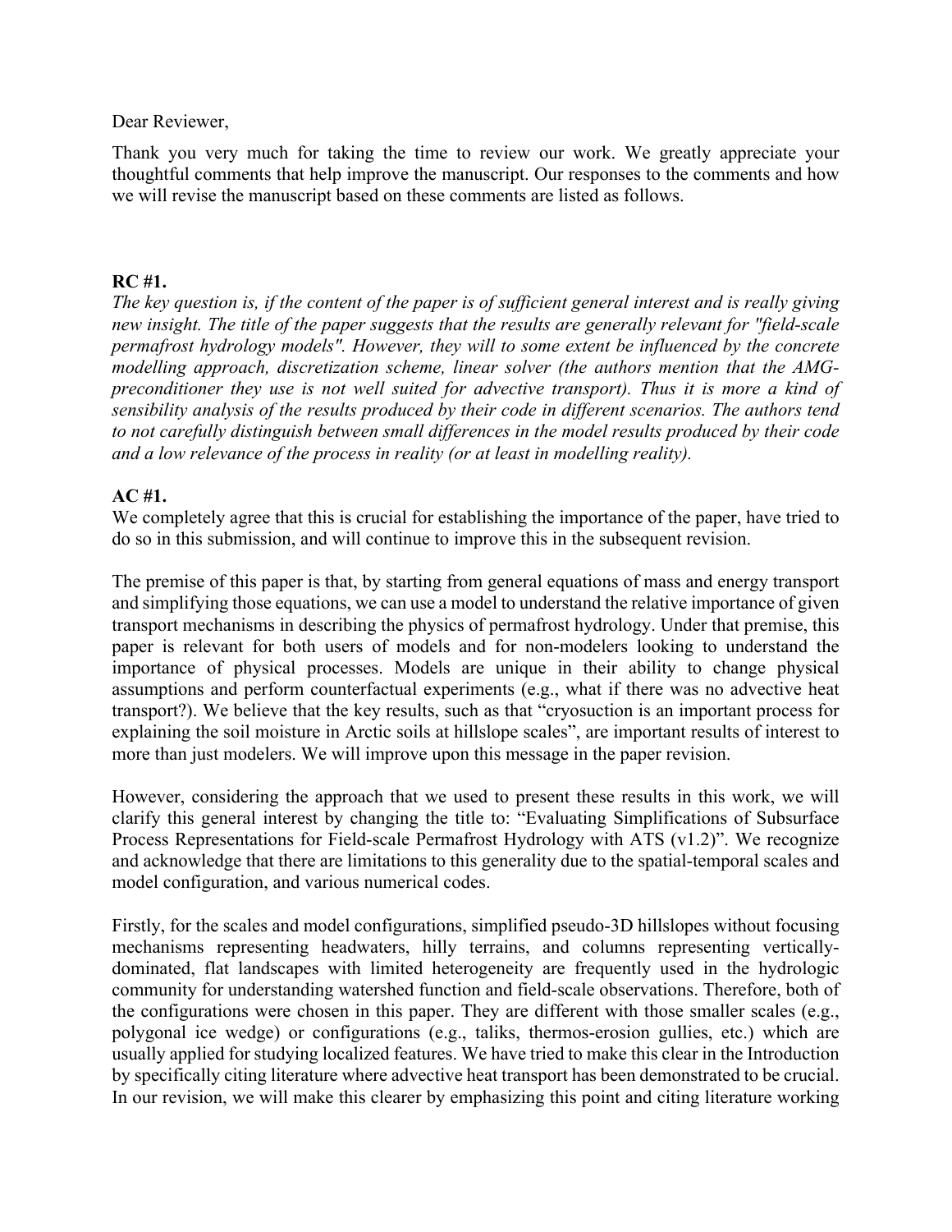Dear Reviewer,

Thank you very much for taking the time to review our work. We greatly appreciate your thoughtful comments that help improve the manuscript. Our responses to the comments and how we will revise the manuscript based on these comments are listed as follows.

**RC #1.**

*The key question is, if the content of the paper is of sufficient general interest and is really giving new insight. The title of the paper suggests that the results are generally relevant for "field-scale permafrost hydrology models". However, they will to some extent be influenced by the concrete modelling approach, discretization scheme, linear solver (the authors mention that the AMG-preconditioner they use is not well suited for advective transport). Thus it is more a kind of sensibility analysis of the results produced by their code in different scenarios. The authors tend to not carefully distinguish between small differences in the model results produced by their code and a low relevance of the process in reality (or at least in modelling reality).*

**AC #1.**

We completely agree that this is crucial for establishing the importance of the paper, have tried to do so in this submission, and will continue to improve this in the subsequent revision.

The premise of this paper is that, by starting from general equations of mass and energy transport and simplifying those equations, we can use a model to understand the relative importance of given transport mechanisms in describing the physics of permafrost hydrology. Under that premise, this paper is relevant for both users of models and for non-modelers looking to understand the importance of physical processes. Models are unique in their ability to change physical assumptions and perform counterfactual experiments (e.g., what if there was no advective heat transport?). We believe that the key results, such as that "cryosuction is an important process for explaining the soil moisture in Arctic soils at hillslope scales", are important results of interest to more than just modelers. We will improve upon this message in the paper revision.

However, considering the approach that we used to present these results in this work, we will clarify this general interest by changing the title to: "Evaluating Simplifications of Subsurface Process Representations for Field-scale Permafrost Hydrology with ATS (v1.2)". We recognize and acknowledge that there are limitations to this generality due to the spatial-temporal scales and model configuration, and various numerical codes.

Firstly, for the scales and model configurations, simplified pseudo-3D hillslopes without focusing mechanisms representing headwaters, hilly terrains, and columns representing vertically-dominated, flat landscapes with limited heterogeneity are frequently used in the hydrologic community for understanding watershed function and field-scale observations. Therefore, both of the configurations were chosen in this paper. They are different with those smaller scales (e.g., polygonal ice wedge) or configurations (e.g., taliks, thermos-erosion gullies, etc.) which are usually applied for studying localized features. We have tried to make this clear in the Introduction by specifically citing literature where advective heat transport has been demonstrated to be crucial. In our revision, we will make this clearer by emphasizing this point and citing literature working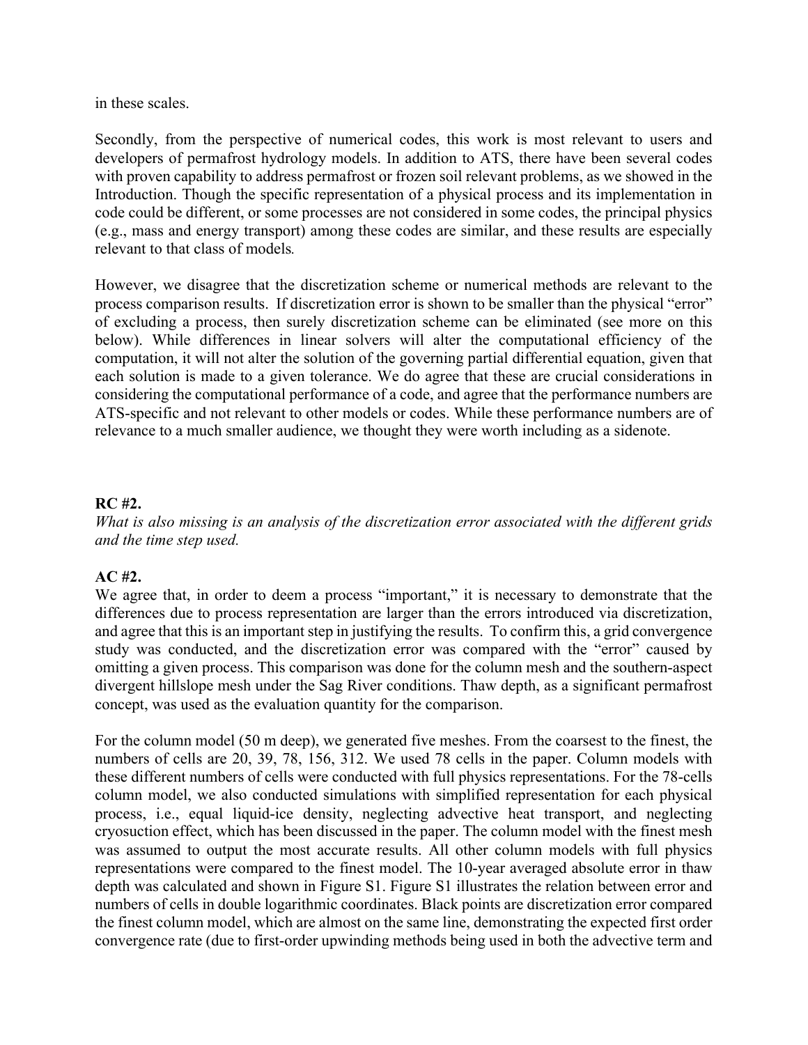in these scales.

Secondly, from the perspective of numerical codes, this work is most relevant to users and developers of permafrost hydrology models. In addition to ATS, there have been several codes with proven capability to address permafrost or frozen soil relevant problems, as we showed in the Introduction. Though the specific representation of a physical process and its implementation in code could be different, or some processes are not considered in some codes, the principal physics (e.g., mass and energy transport) among these codes are similar, and these results are especially relevant to that class of models*.*

However, we disagree that the discretization scheme or numerical methods are relevant to the process comparison results. If discretization error is shown to be smaller than the physical "error" of excluding a process, then surely discretization scheme can be eliminated (see more on this below). While differences in linear solvers will alter the computational efficiency of the computation, it will not alter the solution of the governing partial differential equation, given that each solution is made to a given tolerance. We do agree that these are crucial considerations in considering the computational performance of a code, and agree that the performance numbers are ATS-specific and not relevant to other models or codes. While these performance numbers are of relevance to a much smaller audience, we thought they were worth including as a sidenote.

**RC #2.**

*What is also missing is an analysis of the discretization error associated with the different grids and the time step used.*

**AC #2.**

We agree that, in order to deem a process "important," it is necessary to demonstrate that the differences due to process representation are larger than the errors introduced via discretization, and agree that this is an important step in justifying the results. To confirm this, a grid convergence study was conducted, and the discretization error was compared with the "error" caused by omitting a given process. This comparison was done for the column mesh and the southern-aspect divergent hillslope mesh under the Sag River conditions. Thaw depth, as a significant permafrost concept, was used as the evaluation quantity for the comparison.

For the column model (50 m deep), we generated five meshes. From the coarsest to the finest, the numbers of cells are 20, 39, 78, 156, 312. We used 78 cells in the paper. Column models with these different numbers of cells were conducted with full physics representations. For the 78-cells column model, we also conducted simulations with simplified representation for each physical process, i.e., equal liquid-ice density, neglecting advective heat transport, and neglecting cryosuction effect, which has been discussed in the paper. The column model with the finest mesh was assumed to output the most accurate results. All other column models with full physics representations were compared to the finest model. The 10-year averaged absolute error in thaw depth was calculated and shown in Figure S1. Figure S1 illustrates the relation between error and numbers of cells in double logarithmic coordinates. Black points are discretization error compared the finest column model, which are almost on the same line, demonstrating the expected first order convergence rate (due to first-order upwinding methods being used in both the advective term and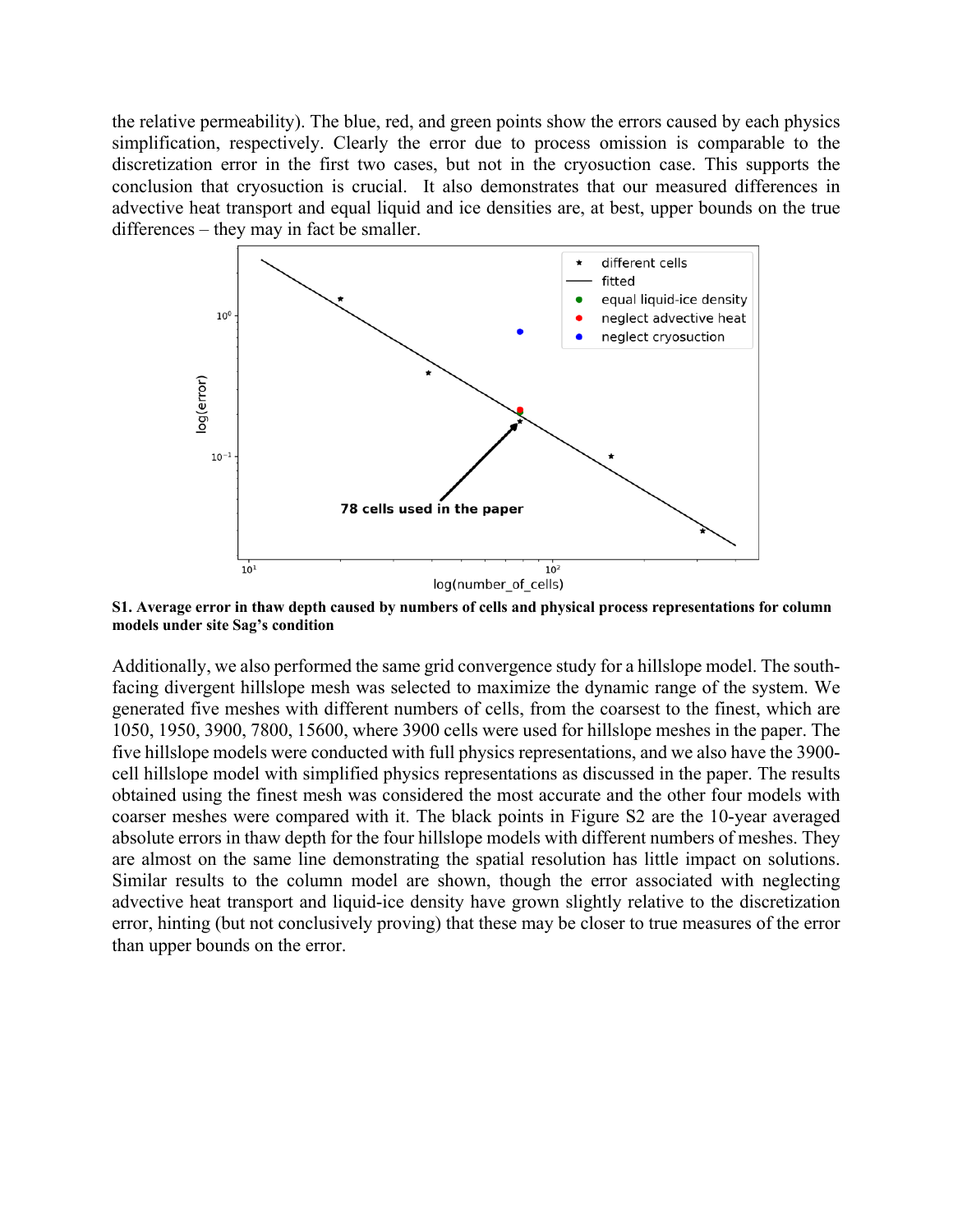the relative permeability). The blue, red, and green points show the errors caused by each physics simplification, respectively. Clearly the error due to process omission is comparable to the discretization error in the first two cases, but not in the cryosuction case. This supports the conclusion that cryosuction is crucial. It also demonstrates that our measured differences in advective heat transport and equal liquid and ice densities are, at best, upper bounds on the true differences – they may in fact be smaller.

**S1. Average error in thaw depth caused by numbers of cells and physical process representations for column models under site Sag's condition**

Additionally, we also performed the same grid convergence study for a hillslope model. The south-facing divergent hillslope mesh was selected to maximize the dynamic range of the system. We generated five meshes with different numbers of cells, from the coarsest to the finest, which are 1050, 1950, 3900, 7800, 15600, where 3900 cells were used for hillslope meshes in the paper. The five hillslope models were conducted with full physics representations, and we also have the 3900-cell hillslope model with simplified physics representations as discussed in the paper. The results obtained using the finest mesh was considered the most accurate and the other four models with coarser meshes were compared with it. The black points in Figure S2 are the 10-year averaged absolute errors in thaw depth for the four hillslope models with different numbers of meshes. They are almost on the same line demonstrating the spatial resolution has little impact on solutions. Similar results to the column model are shown, though the error associated with neglecting advective heat transport and liquid-ice density have grown slightly relative to the discretization error, hinting (but not conclusively proving) that these may be closer to true measures of the error than upper bounds on the error.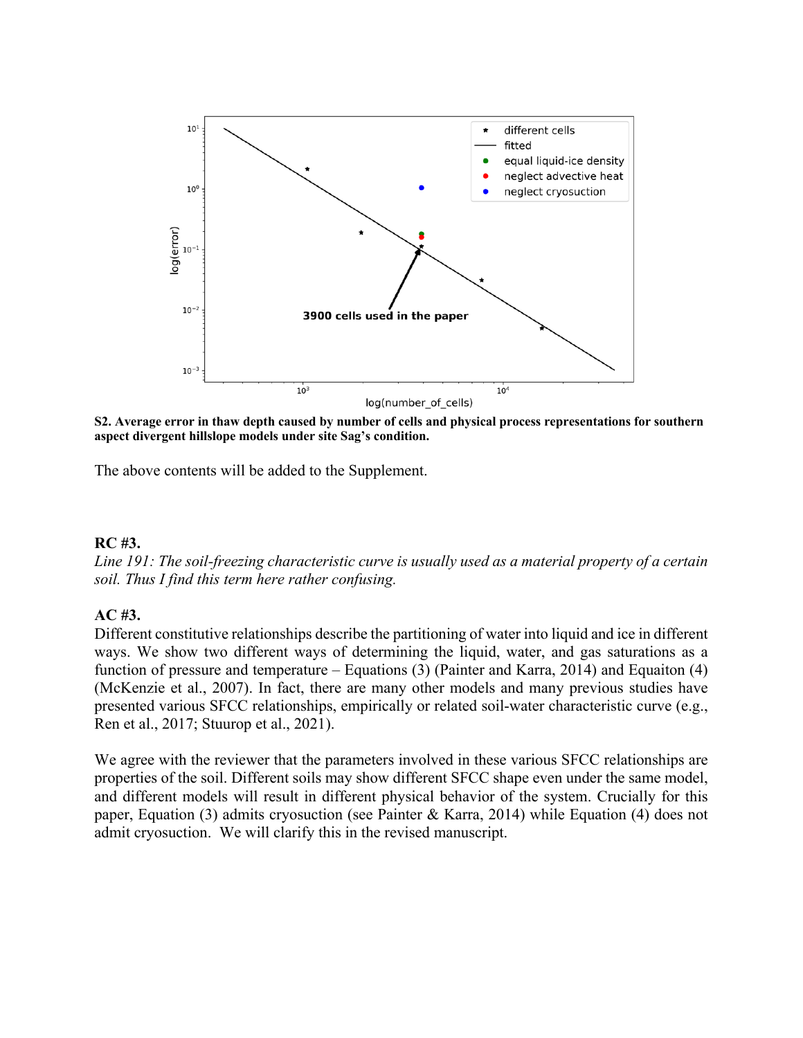**S2. Average error in thaw depth caused by number of cells and physical process representations for southern aspect divergent hillslope models under site Sag's condition.**

The above contents will be added to the Supplement.

**RC #3.**

*Line 191: The soil-freezing characteristic curve is usually used as a material property of a certain soil. Thus I find this term here rather confusing.*

**AC #3.**

Different constitutive relationships describe the partitioning of water into liquid and ice in different ways. We show two different ways of determining the liquid, water, and gas saturations as a function of pressure and temperature – Equations (3) (Painter and Karra, 2014) and Equaiton (4) (McKenzie et al., 2007). In fact, there are many other models and many previous studies have presented various SFCC relationships, empirically or related soil-water characteristic curve (e.g., Ren et al., 2017; Stuurop et al., 2021).

We agree with the reviewer that the parameters involved in these various SFCC relationships are properties of the soil. Different soils may show different SFCC shape even under the same model, and different models will result in different physical behavior of the system. Crucially for this paper, Equation (3) admits cryosuction (see Painter & Karra, 2014) while Equation (4) does not admit cryosuction. We will clarify this in the revised manuscript.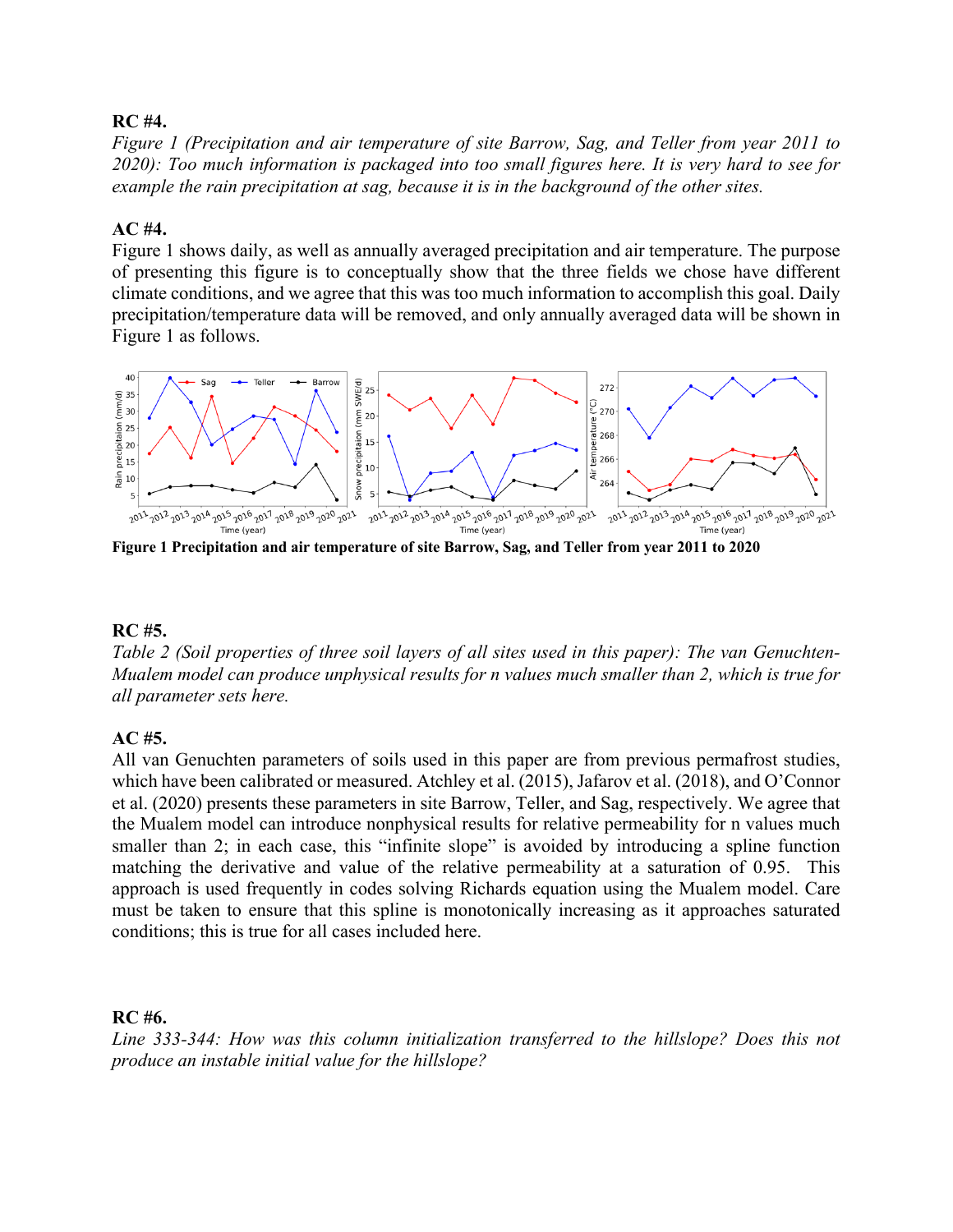**RC #4.**

*Figure 1 (Precipitation and air temperature of site Barrow, Sag, and Teller from year 2011 to 2020): Too much information is packaged into too small figures here. It is very hard to see for example the rain precipitation at sag, because it is in the background of the other sites.*

**AC #4.**

Figure 1 shows daily, as well as annually averaged precipitation and air temperature. The purpose of presenting this figure is to conceptually show that the three fields we chose have different climate conditions, and we agree that this was too much information to accomplish this goal. Daily precipitation/temperature data will be removed, and only annually averaged data will be shown in Figure 1 as follows.

**Figure 1 Precipitation and air temperature of site Barrow, Sag, and Teller from year 2011 to 2020**

**RC #5.**

*Table 2 (Soil properties of three soil layers of all sites used in this paper): The van Genuchten-Mualem model can produce unphysical results for n values much smaller than 2, which is true for all parameter sets here.*

**AC #5.**

All van Genuchten parameters of soils used in this paper are from previous permafrost studies, which have been calibrated or measured. Atchley et al. (2015), Jafarov et al. (2018), and O'Connor et al. (2020) presents these parameters in site Barrow, Teller, and Sag, respectively. We agree that the Mualem model can introduce nonphysical results for relative permeability for n values much smaller than 2; in each case, this "infinite slope" is avoided by introducing a spline function matching the derivative and value of the relative permeability at a saturation of 0.95. This approach is used frequently in codes solving Richards equation using the Mualem model. Care must be taken to ensure that this spline is monotonically increasing as it approaches saturated conditions; this is true for all cases included here.

**RC #6.**

*Line 333-344: How was this column initialization transferred to the hillslope? Does this not produce an instable initial value for the hillslope?*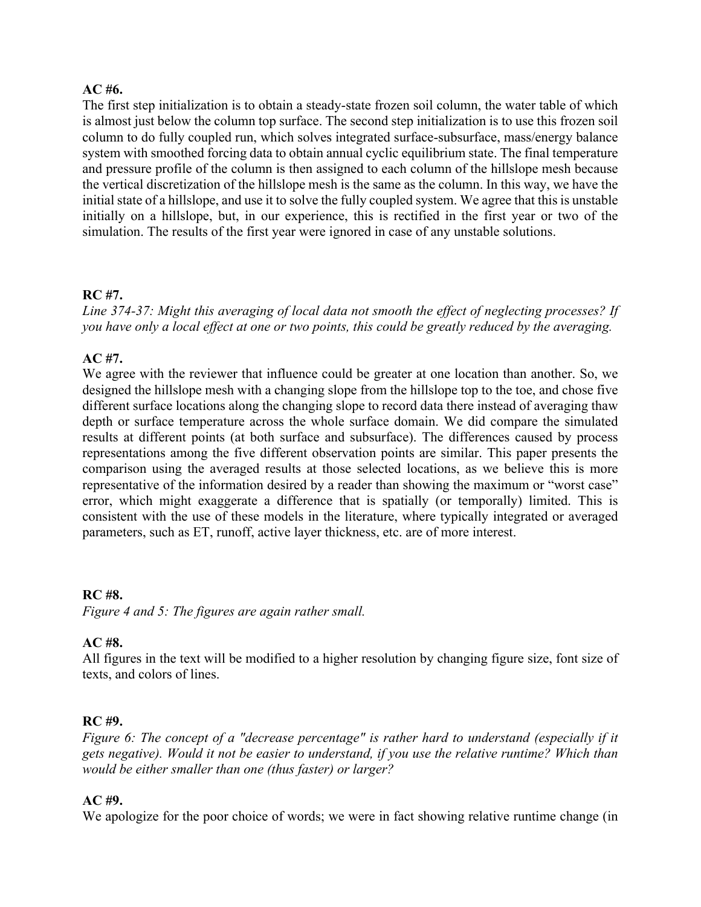**AC #6.**

The first step initialization is to obtain a steady-state frozen soil column, the water table of which is almost just below the column top surface. The second step initialization is to use this frozen soil column to do fully coupled run, which solves integrated surface-subsurface, mass/energy balance system with smoothed forcing data to obtain annual cyclic equilibrium state. The final temperature and pressure profile of the column is then assigned to each column of the hillslope mesh because the vertical discretization of the hillslope mesh is the same as the column. In this way, we have the initial state of a hillslope, and use it to solve the fully coupled system. We agree that this is unstable initially on a hillslope, but, in our experience, this is rectified in the first year or two of the simulation. The results of the first year were ignored in case of any unstable solutions.

**RC #7.**

*Line 374-37: Might this averaging of local data not smooth the effect of neglecting processes? If you have only a local effect at one or two points, this could be greatly reduced by the averaging.*

**AC #7.**

We agree with the reviewer that influence could be greater at one location than another. So, we designed the hillslope mesh with a changing slope from the hillslope top to the toe, and chose five different surface locations along the changing slope to record data there instead of averaging thaw depth or surface temperature across the whole surface domain. We did compare the simulated results at different points (at both surface and subsurface). The differences caused by process representations among the five different observation points are similar. This paper presents the comparison using the averaged results at those selected locations, as we believe this is more representative of the information desired by a reader than showing the maximum or "worst case" error, which might exaggerate a difference that is spatially (or temporally) limited. This is consistent with the use of these models in the literature, where typically integrated or averaged parameters, such as ET, runoff, active layer thickness, etc. are of more interest.

**RC #8.**

*Figure 4 and 5: The figures are again rather small.*

**AC #8.**

All figures in the text will be modified to a higher resolution by changing figure size, font size of texts, and colors of lines.

**RC #9.**

*Figure 6: The concept of a "decrease percentage" is rather hard to understand (especially if it gets negative). Would it not be easier to understand, if you use the relative runtime? Which than would be either smaller than one (thus faster) or larger?*

**AC #9.**

We apologize for the poor choice of words; we were in fact showing relative runtime change (in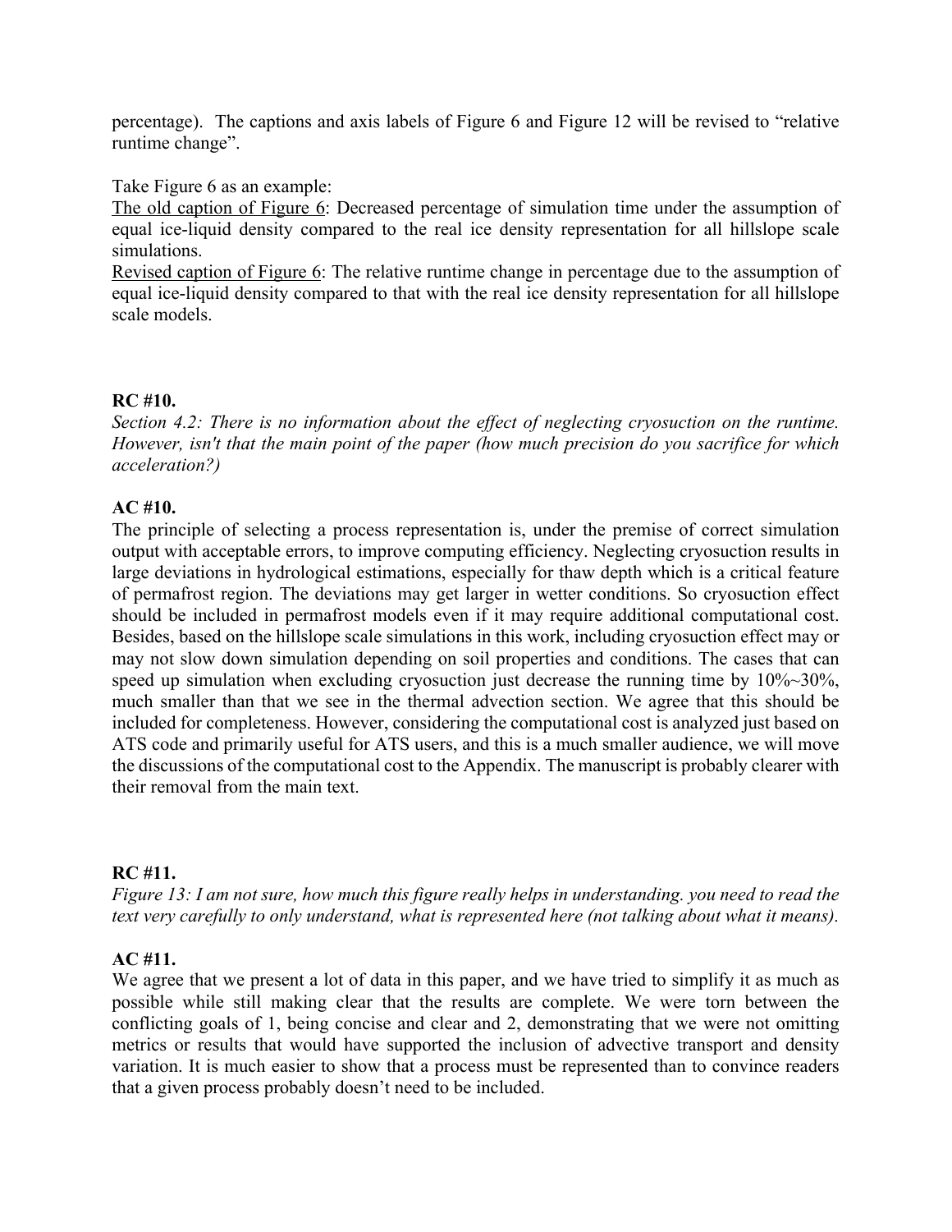percentage). The captions and axis labels of Figure 6 and Figure 12 will be revised to "relative runtime change".

Take Figure 6 as an example:

The old caption of Figure 6: Decreased percentage of simulation time under the assumption of equal ice-liquid density compared to the real ice density representation for all hillslope scale simulations.

Revised caption of Figure 6: The relative runtime change in percentage due to the assumption of equal ice-liquid density compared to that with the real ice density representation for all hillslope scale models.

**RC #10.**

*Section 4.2: There is no information about the effect of neglecting cryosuction on the runtime. However, isn't that the main point of the paper (how much precision do you sacrifice for which acceleration?)*

**AC #10.**

The principle of selecting a process representation is, under the premise of correct simulation output with acceptable errors, to improve computing efficiency. Neglecting cryosuction results in large deviations in hydrological estimations, especially for thaw depth which is a critical feature of permafrost region. The deviations may get larger in wetter conditions. So cryosuction effect should be included in permafrost models even if it may require additional computational cost. Besides, based on the hillslope scale simulations in this work, including cryosuction effect may or may not slow down simulation depending on soil properties and conditions. The cases that can speed up simulation when excluding cryosuction just decrease the running time by 10%~30%, much smaller than that we see in the thermal advection section. We agree that this should be included for completeness. However, considering the computational cost is analyzed just based on ATS code and primarily useful for ATS users, and this is a much smaller audience, we will move the discussions of the computational cost to the Appendix. The manuscript is probably clearer with their removal from the main text.

**RC #11.**

*Figure 13: I am not sure, how much this figure really helps in understanding. you need to read the text very carefully to only understand, what is represented here (not talking about what it means).*

**AC #11.**

We agree that we present a lot of data in this paper, and we have tried to simplify it as much as possible while still making clear that the results are complete. We were torn between the conflicting goals of 1, being concise and clear and 2, demonstrating that we were not omitting metrics or results that would have supported the inclusion of advective transport and density variation. It is much easier to show that a process must be represented than to convince readers that a given process probably doesn't need to be included.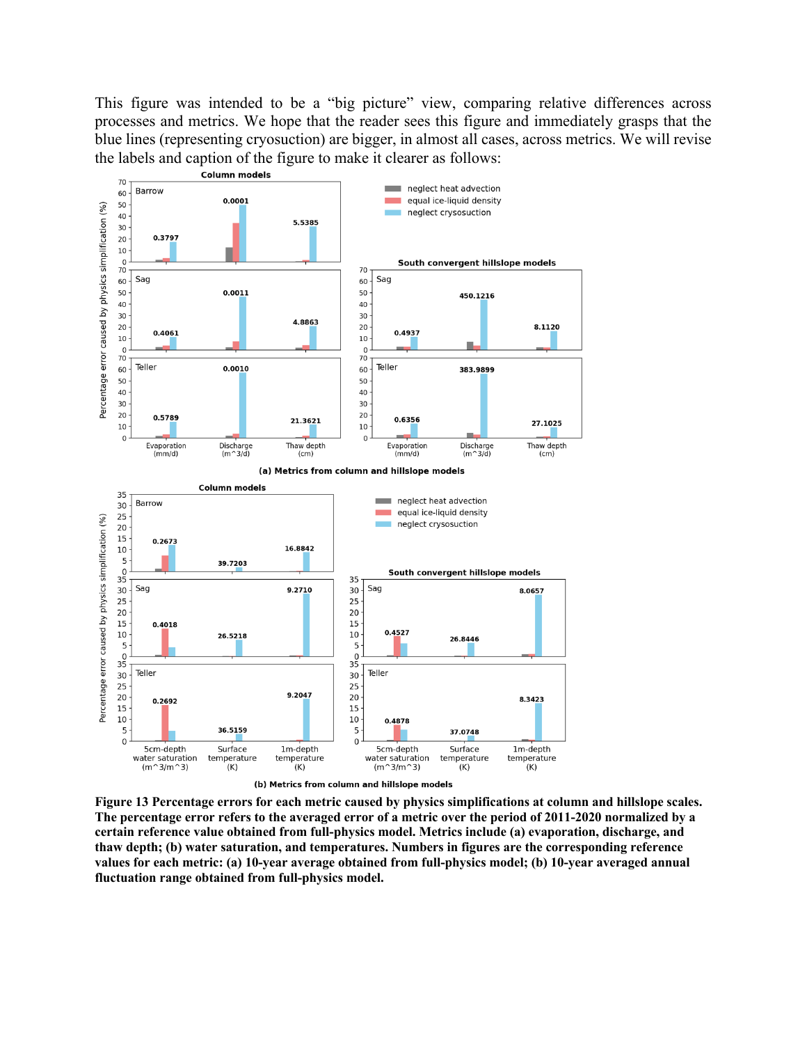This figure was intended to be a "big picture" view, comparing relative differences across processes and metrics. We hope that the reader sees this figure and immediately grasps that the blue lines (representing cryosuction) are bigger, in almost all cases, across metrics. We will revise the labels and caption of the figure to make it clearer as follows:

**Figure 13 Percentage errors for each metric caused by physics simplifications at column and hillslope scales. The percentage error refers to the averaged error of a metric over the period of 2011-2020 normalized by a certain reference value obtained from full-physics model. Metrics include (a) evaporation, discharge, and thaw depth; (b) water saturation, and temperatures. Numbers in figures are the corresponding reference values for each metric: (a) 10-year average obtained from full-physics model; (b) 10-year averaged annual fluctuation range obtained from full-physics model.**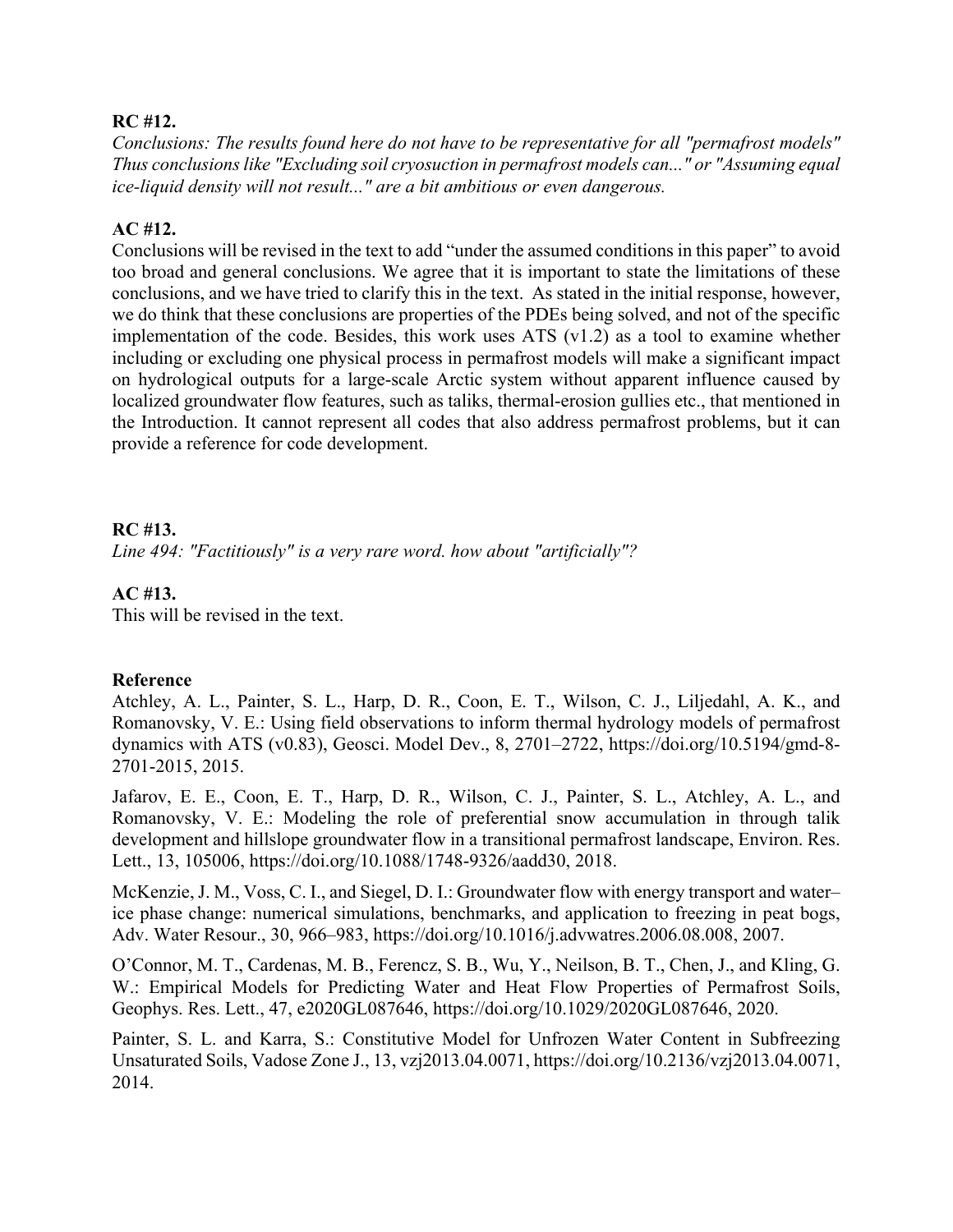**RC #12.**

*Conclusions: The results found here do not have to be representative for all "permafrost models" Thus conclusions like "Excluding soil cryosuction in permafrost models can..." or "Assuming equal ice-liquid density will not result..." are a bit ambitious or even dangerous.*

**AC #12.**

Conclusions will be revised in the text to add "under the assumed conditions in this paper" to avoid too broad and general conclusions. We agree that it is important to state the limitations of these conclusions, and we have tried to clarify this in the text. As stated in the initial response, however, we do think that these conclusions are properties of the PDEs being solved, and not of the specific implementation of the code. Besides, this work uses ATS (v1.2) as a tool to examine whether including or excluding one physical process in permafrost models will make a significant impact on hydrological outputs for a large-scale Arctic system without apparent influence caused by localized groundwater flow features, such as taliks, thermal-erosion gullies etc., that mentioned in the Introduction. It cannot represent all codes that also address permafrost problems, but it can provide a reference for code development.

**RC #13.**

*Line 494: "Factitiously" is a very rare word. how about "artificially"?*

**AC #13.**

This will be revised in the text.

**Reference**

Atchley, A. L., Painter, S. L., Harp, D. R., Coon, E. T., Wilson, C. J., Liljedahl, A. K., and Romanovsky, V. E.: Using field observations to inform thermal hydrology models of permafrost dynamics with ATS (v0.83), Geosci. Model Dev., 8, 2701–2722, https://doi.org/10.5194/gmd-8-2701-2015, 2015.

Jafarov, E. E., Coon, E. T., Harp, D. R., Wilson, C. J., Painter, S. L., Atchley, A. L., and Romanovsky, V. E.: Modeling the role of preferential snow accumulation in through talik development and hillslope groundwater flow in a transitional permafrost landscape, Environ. Res. Lett., 13, 105006, https://doi.org/10.1088/1748-9326/aadd30, 2018.

McKenzie, J. M., Voss, C. I., and Siegel, D. I.: Groundwater flow with energy transport and water–ice phase change: numerical simulations, benchmarks, and application to freezing in peat bogs, Adv. Water Resour., 30, 966–983, https://doi.org/10.1016/j.advwatres.2006.08.008, 2007.

O'Connor, M. T., Cardenas, M. B., Ferencz, S. B., Wu, Y., Neilson, B. T., Chen, J., and Kling, G. W.: Empirical Models for Predicting Water and Heat Flow Properties of Permafrost Soils, Geophys. Res. Lett., 47, e2020GL087646, https://doi.org/10.1029/2020GL087646, 2020.

Painter, S. L. and Karra, S.: Constitutive Model for Unfrozen Water Content in Subfreezing Unsaturated Soils, Vadose Zone J., 13, vzj2013.04.0071, https://doi.org/10.2136/vzj2013.04.0071, 2014.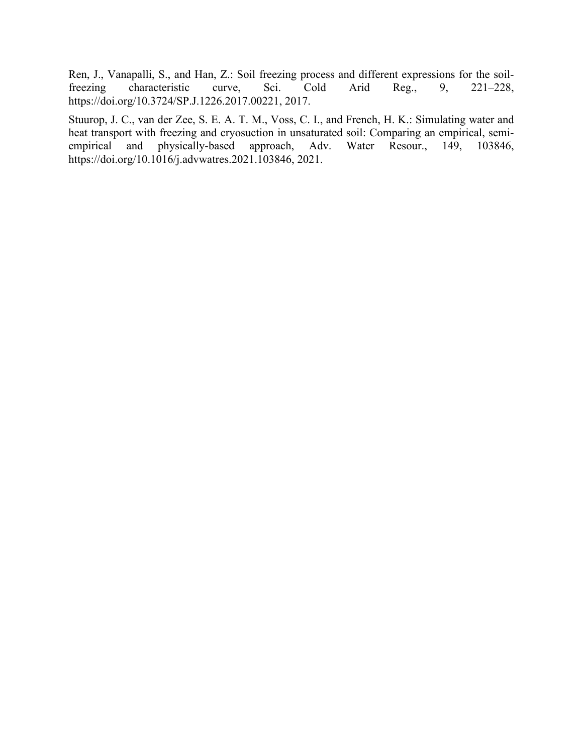Ren, J., Vanapalli, S., and Han, Z.: Soil freezing process and different expressions for the soil-freezing characteristic curve, Sci. Cold Arid Reg., 9, 221–228, https://doi.org/10.3724/SP.J.1226.2017.00221, 2017.

Stuurop, J. C., van der Zee, S. E. A. T. M., Voss, C. I., and French, H. K.: Simulating water and heat transport with freezing and cryosuction in unsaturated soil: Comparing an empirical, semi-empirical and physically-based approach, Adv. Water Resour., 149, 103846, https://doi.org/10.1016/j.advwatres.2021.103846, 2021.